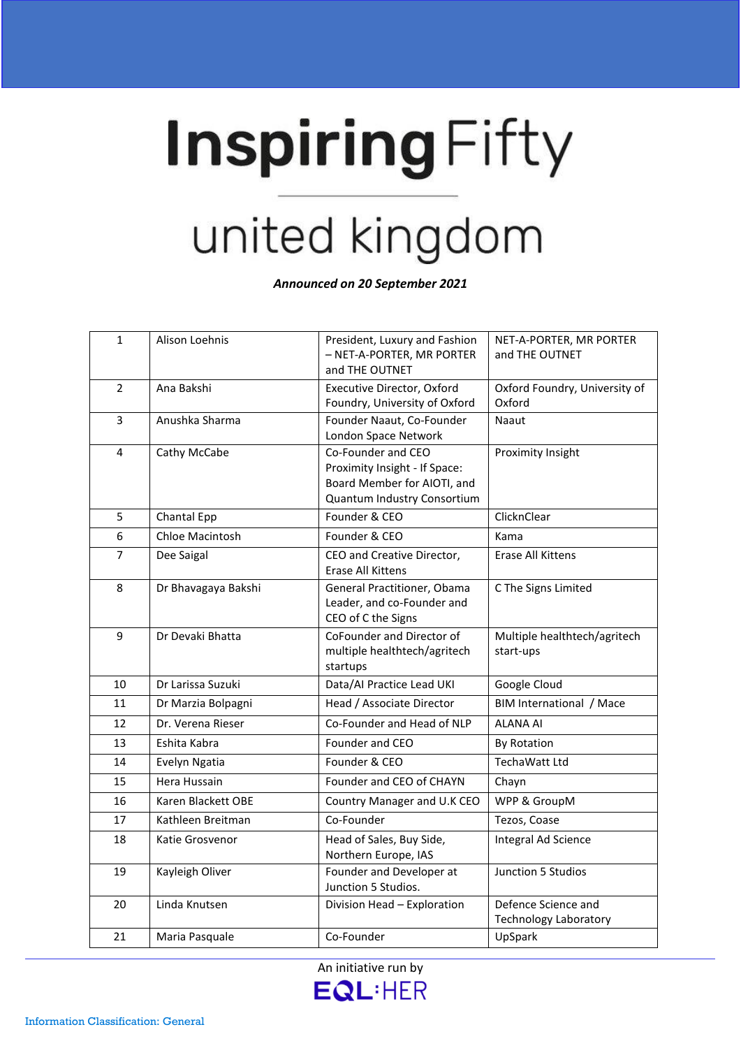# Inspiring Fifty

## united kingdom

***Announced on 20 September 2021***

| 1 | Alison Loehnis | President, Luxury and Fashion – NET-A-PORTER, MR PORTER and THE OUTNET | NET-A-PORTER, MR PORTER and THE OUTNET |
|---|---|---|---|
| 2 | Ana Bakshi | Executive Director, Oxford Foundry, University of Oxford | Oxford Foundry, University of Oxford |
| 3 | Anushka Sharma | Founder Naaut, Co-Founder London Space Network | Naaut |
| 4 | Cathy McCabe | Co-Founder and CEO Proximity Insight - If Space: Board Member for AIOTI, and Quantum Industry Consortium | Proximity Insight |
| 5 | Chantal Epp | Founder & CEO | ClicknClear |
| 6 | Chloe Macintosh | Founder & CEO | Kama |
| 7 | Dee Saigal | CEO and Creative Director, Erase All Kittens | Erase All Kittens |
| 8 | Dr Bhavagaya Bakshi | General Practitioner, Obama Leader, and co-Founder and CEO of C the Signs | C The Signs Limited |
| 9 | Dr Devaki Bhatta | CoFounder and Director of multiple healthtech/agritech startups | Multiple healthtech/agritech start-ups |
| 10 | Dr Larissa Suzuki | Data/AI Practice Lead UKI | Google Cloud |
| 11 | Dr Marzia Bolpagni | Head / Associate Director | BIM International / Mace |
| 12 | Dr. Verena Rieser | Co-Founder and Head of NLP | ALANA AI |
| 13 | Eshita Kabra | Founder and CEO | By Rotation |
| 14 | Evelyn Ngatia | Founder & CEO | TechaWatt Ltd |
| 15 | Hera Hussain | Founder and CEO of CHAYN | Chayn |
| 16 | Karen Blackett OBE | Country Manager and U.K CEO | WPP & GroupM |
| 17 | Kathleen Breitman | Co-Founder | Tezos, Coase |
| 18 | Katie Grosvenor | Head of Sales, Buy Side, Northern Europe, IAS | Integral Ad Science |
| 19 | Kayleigh Oliver | Founder and Developer at Junction 5 Studios. | Junction 5 Studios |
| 20 | Linda Knutsen | Division Head – Exploration | Defence Science and Technology Laboratory |
| 21 | Maria Pasquale | Co-Founder | UpSpark |

An initiative run by EQL:HER

Information Classification: General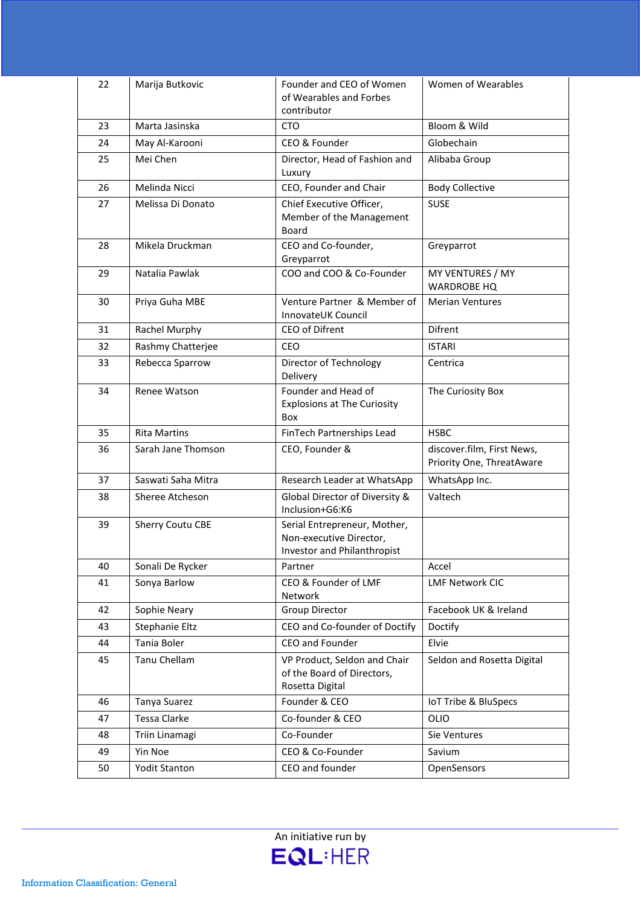| | | | |
|---|---|---|---|
| 22 | Marija Butkovic | Founder and CEO of Women of Wearables and Forbes contributor | Women of Wearables |
| 23 | Marta Jasinska | CTO | Bloom & Wild |
| 24 | May Al-Karooni | CEO & Founder | Globechain |
| 25 | Mei Chen | Director, Head of Fashion and Luxury | Alibaba Group |
| 26 | Melinda Nicci | CEO, Founder and Chair | Body Collective |
| 27 | Melissa Di Donato | Chief Executive Officer, Member of the Management Board | SUSE |
| 28 | Mikela Druckman | CEO and Co-founder, Greyparrot | Greyparrot |
| 29 | Natalia Pawlak | COO and COO & Co-Founder | MY VENTURES / MY WARDROBE HQ |
| 30 | Priya Guha MBE | Venture Partner & Member of InnovateUK Council | Merian Ventures |
| 31 | Rachel Murphy | CEO of Difrent | Difrent |
| 32 | Rashmy Chatterjee | CEO | ISTARI |
| 33 | Rebecca Sparrow | Director of Technology Delivery | Centrica |
| 34 | Renee Watson | Founder and Head of Explosions at The Curiosity Box | The Curiosity Box |
| 35 | Rita Martins | FinTech Partnerships Lead | HSBC |
| 36 | Sarah Jane Thomson | CEO, Founder & | discover.film, First News, Priority One, ThreatAware |
| 37 | Saswati Saha Mitra | Research Leader at WhatsApp | WhatsApp Inc. |
| 38 | Sheree Atcheson | Global Director of Diversity & Inclusion+G6:K6 | Valtech |
| 39 | Sherry Coutu CBE | Serial Entrepreneur, Mother, Non-executive Director, Investor and Philanthropist | |
| 40 | Sonali De Rycker | Partner | Accel |
| 41 | Sonya Barlow | CEO & Founder of LMF Network | LMF Network CIC |
| 42 | Sophie Neary | Group Director | Facebook UK & Ireland |
| 43 | Stephanie Eltz | CEO and Co-founder of Doctify | Doctify |
| 44 | Tania Boler | CEO and Founder | Elvie |
| 45 | Tanu Chellam | VP Product, Seldon and Chair of the Board of Directors, Rosetta Digital | Seldon and Rosetta Digital |
| 46 | Tanya Suarez | Founder & CEO | IoT Tribe & BluSpecs |
| 47 | Tessa Clarke | Co-founder & CEO | OLIO |
| 48 | Triin Linamagi | Co-Founder | Sie Ventures |
| 49 | Yin Noe | CEO & Co-Founder | Savium |
| 50 | Yodit Stanton | CEO and founder | OpenSensors |

An initiative run by

EQL:HER